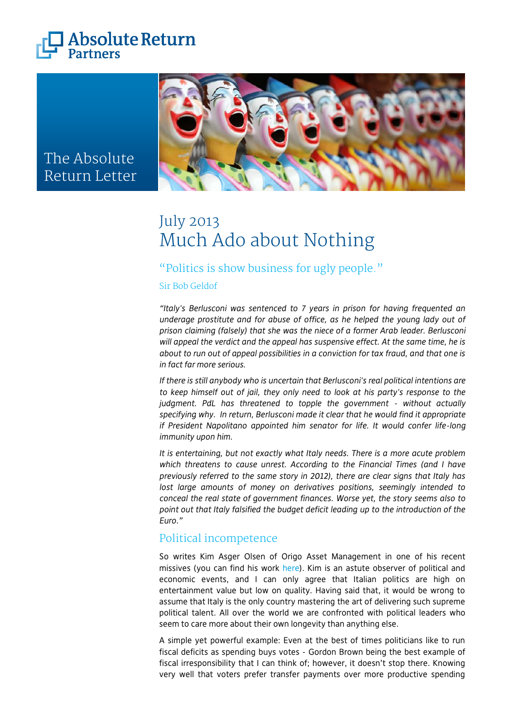Absolute Return Partners

The Absolute Return Letter

# July 2013
# Much Ado about Nothing

"Politics is show business for ugly people."

Sir Bob Geldof

*"Italy's Berlusconi was sentenced to 7 years in prison for having frequented an underage prostitute and for abuse of office, as he helped the young lady out of prison claiming (falsely) that she was the niece of a former Arab leader. Berlusconi will appeal the verdict and the appeal has suspensive effect. At the same time, he is about to run out of appeal possibilities in a conviction for tax fraud, and that one is in fact far more serious.*

*If there is still anybody who is uncertain that Berlusconi's real political intentions are to keep himself out of jail, they only need to look at his party's response to the judgment. PdL has threatened to topple the government - without actually specifying why. In return, Berlusconi made it clear that he would find it appropriate if President Napolitano appointed him senator for life. It would confer life-long immunity upon him.*

*It is entertaining, but not exactly what Italy needs. There is a more acute problem which threatens to cause unrest. According to the Financial Times (and I have previously referred to the same story in 2012), there are clear signs that Italy has lost large amounts of money on derivatives positions, seemingly intended to conceal the real state of government finances. Worse yet, the story seems also to point out that Italy falsified the budget deficit leading up to the introduction of the Euro."*

## Political incompetence

So writes Kim Asger Olsen of Origo Asset Management in one of his recent missives (you can find his work here). Kim is an astute observer of political and economic events, and I can only agree that Italian politics are high on entertainment value but low on quality. Having said that, it would be wrong to assume that Italy is the only country mastering the art of delivering such supreme political talent. All over the world we are confronted with political leaders who seem to care more about their own longevity than anything else.

A simple yet powerful example: Even at the best of times politicians like to run fiscal deficits as spending buys votes - Gordon Brown being the best example of fiscal irresponsibility that I can think of; however, it doesn't stop there. Knowing very well that voters prefer transfer payments over more productive spending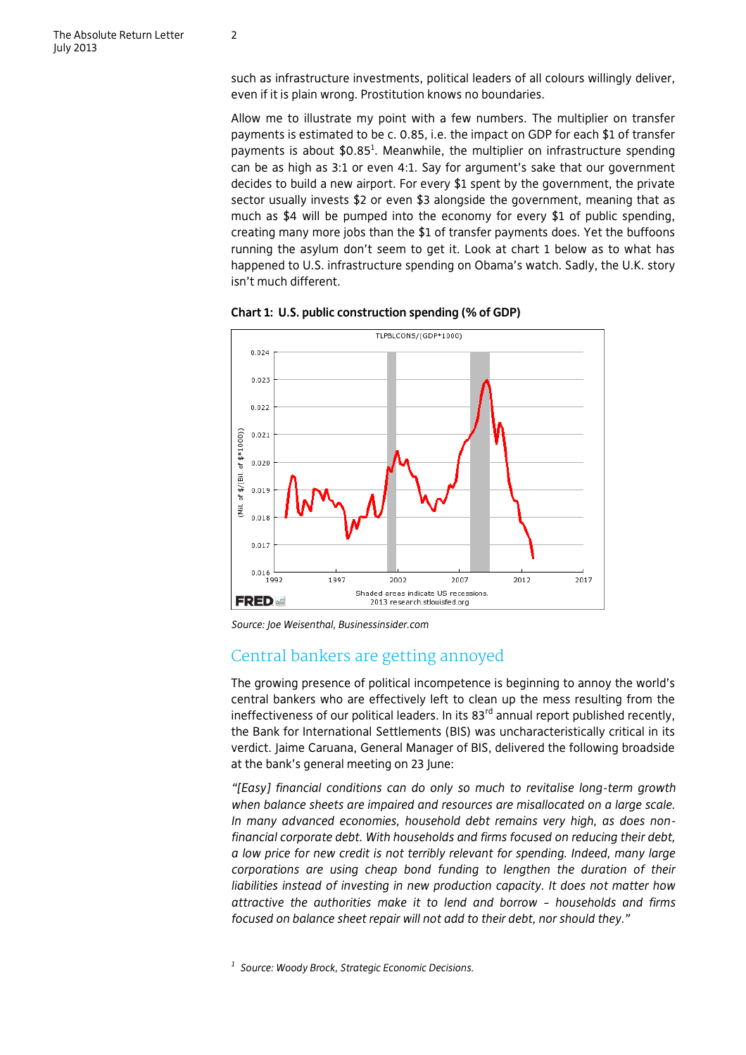such as infrastructure investments, political leaders of all colours willingly deliver, even if it is plain wrong. Prostitution knows no boundaries.

Allow me to illustrate my point with a few numbers. The multiplier on transfer payments is estimated to be c. 0.85, i.e. the impact on GDP for each $1 of transfer payments is about $0.85[1]. Meanwhile, the multiplier on infrastructure spending can be as high as 3:1 or even 4:1. Say for argument's sake that our government decides to build a new airport. For every $1 spent by the government, the private sector usually invests $2 or even $3 alongside the government, meaning that as much as $4 will be pumped into the economy for every $1 of public spending, creating many more jobs than the $1 of transfer payments does. Yet the buffoons running the asylum don't seem to get it. Look at chart 1 below as to what has happened to U.S. infrastructure spending on Obama's watch. Sadly, the U.K. story isn't much different.

**Chart 1: U.S. public construction spending (% of GDP)**

*Source: Joe Weisenthal, Businessinsider.com*

## Central bankers are getting annoyed

The growing presence of political incompetence is beginning to annoy the world's central bankers who are effectively left to clean up the mess resulting from the ineffectiveness of our political leaders. In its 83rd annual report published recently, the Bank for International Settlements (BIS) was uncharacteristically critical in its verdict. Jaime Caruana, General Manager of BIS, delivered the following broadside at the bank's general meeting on 23 June:

*"[Easy] financial conditions can do only so much to revitalise long-term growth when balance sheets are impaired and resources are misallocated on a large scale. In many advanced economies, household debt remains very high, as does non-financial corporate debt. With households and firms focused on reducing their debt, a low price for new credit is not terribly relevant for spending. Indeed, many large corporations are using cheap bond funding to lengthen the duration of their liabilities instead of investing in new production capacity. It does not matter how attractive the authorities make it to lend and borrow – households and firms focused on balance sheet repair will not add to their debt, nor should they."*

[1] *Source: Woody Brock, Strategic Economic Decisions.*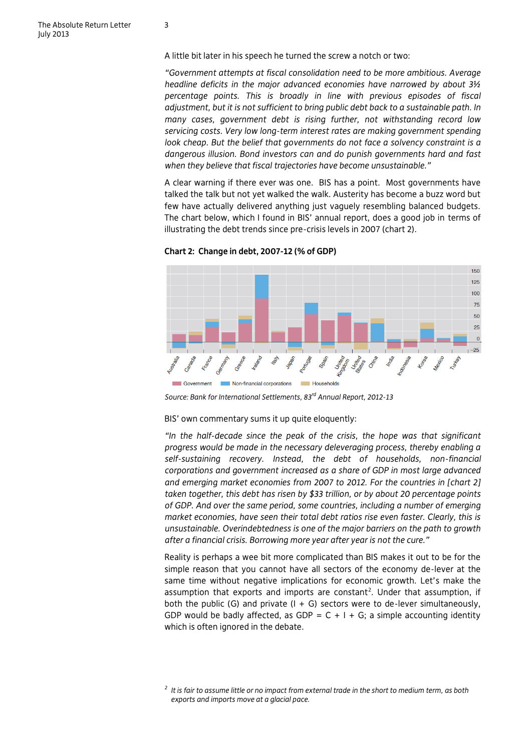A little bit later in his speech he turned the screw a notch or two:

*"Government attempts at fiscal consolidation need to be more ambitious. Average headline deficits in the major advanced economies have narrowed by about 3½ percentage points. This is broadly in line with previous episodes of fiscal adjustment, but it is not sufficient to bring public debt back to a sustainable path. In many cases, government debt is rising further, not withstanding record low servicing costs. Very low long-term interest rates are making government spending look cheap. But the belief that governments do not face a solvency constraint is a dangerous illusion. Bond investors can and do punish governments hard and fast when they believe that fiscal trajectories have become unsustainable."*

A clear warning if there ever was one. BIS has a point. Most governments have talked the talk but not yet walked the walk. Austerity has become a buzz word but few have actually delivered anything just vaguely resembling balanced budgets. The chart below, which I found in BIS' annual report, does a good job in terms of illustrating the debt trends since pre-crisis levels in 2007 (chart 2).

**Chart 2: Change in debt, 2007-12 (% of GDP)**

*Source: Bank for International Settlements, 83rd Annual Report, 2012-13*

BIS' own commentary sums it up quite eloquently:

*"In the half-decade since the peak of the crisis, the hope was that significant progress would be made in the necessary deleveraging process, thereby enabling a self-sustaining recovery. Instead, the debt of households, non-financial corporations and government increased as a share of GDP in most large advanced and emerging market economies from 2007 to 2012. For the countries in [chart 2] taken together, this debt has risen by $33 trillion, or by about 20 percentage points of GDP. And over the same period, some countries, including a number of emerging market economies, have seen their total debt ratios rise even faster. Clearly, this is unsustainable. Overindebtedness is one of the major barriers on the path to growth after a financial crisis. Borrowing more year after year is not the cure."*

Reality is perhaps a wee bit more complicated than BIS makes it out to be for the simple reason that you cannot have all sectors of the economy de-lever at the same time without negative implications for economic growth. Let's make the assumption that exports and imports are constant[2]. Under that assumption, if both the public (G) and private (I + G) sectors were to de-lever simultaneously, GDP would be badly affected, as GDP = C + I + G; a simple accounting identity which is often ignored in the debate.

[2] *It is fair to assume little or no impact from external trade in the short to medium term, as both exports and imports move at a glacial pace.*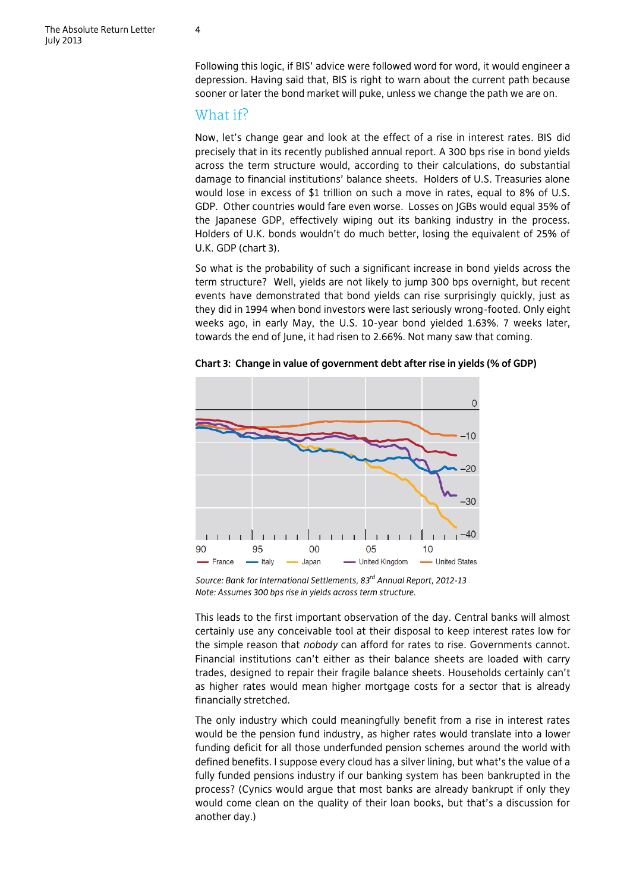Following this logic, if BIS' advice were followed word for word, it would engineer a depression. Having said that, BIS is right to warn about the current path because sooner or later the bond market will puke, unless we change the path we are on.

## What if?

Now, let's change gear and look at the effect of a rise in interest rates. BIS did precisely that in its recently published annual report. A 300 bps rise in bond yields across the term structure would, according to their calculations, do substantial damage to financial institutions' balance sheets. Holders of U.S. Treasuries alone would lose in excess of $1 trillion on such a move in rates, equal to 8% of U.S. GDP. Other countries would fare even worse. Losses on JGBs would equal 35% of the Japanese GDP, effectively wiping out its banking industry in the process. Holders of U.K. bonds wouldn't do much better, losing the equivalent of 25% of U.K. GDP (chart 3).

So what is the probability of such a significant increase in bond yields across the term structure? Well, yields are not likely to jump 300 bps overnight, but recent events have demonstrated that bond yields can rise surprisingly quickly, just as they did in 1994 when bond investors were last seriously wrong-footed. Only eight weeks ago, in early May, the U.S. 10-year bond yielded 1.63%. 7 weeks later, towards the end of June, it had risen to 2.66%. Not many saw that coming.

**Chart 3: Change in value of government debt after rise in yields (% of GDP)**

*Source: Bank for International Settlements, 83rd Annual Report, 2012-13*
*Note: Assumes 300 bps rise in yields across term structure.*

This leads to the first important observation of the day. Central banks will almost certainly use any conceivable tool at their disposal to keep interest rates low for the simple reason that *nobody* can afford for rates to rise. Governments cannot. Financial institutions can't either as their balance sheets are loaded with carry trades, designed to repair their fragile balance sheets. Households certainly can't as higher rates would mean higher mortgage costs for a sector that is already financially stretched.

The only industry which could meaningfully benefit from a rise in interest rates would be the pension fund industry, as higher rates would translate into a lower funding deficit for all those underfunded pension schemes around the world with defined benefits. I suppose every cloud has a silver lining, but what's the value of a fully funded pensions industry if our banking system has been bankrupted in the process? (Cynics would argue that most banks are already bankrupt if only they would come clean on the quality of their loan books, but that's a discussion for another day.)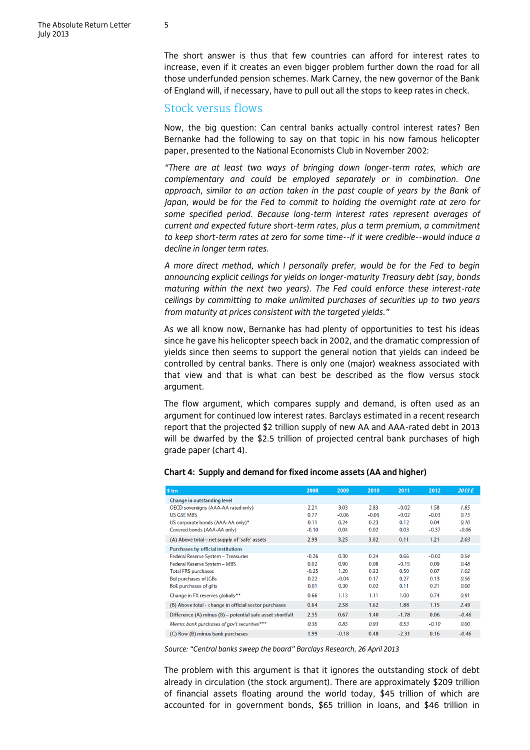The short answer is thus that few countries can afford for interest rates to increase, even if it creates an even bigger problem further down the road for all those underfunded pension schemes. Mark Carney, the new governor of the Bank of England will, if necessary, have to pull out all the stops to keep rates in check.

## Stock versus flows

Now, the big question: Can central banks actually control interest rates? Ben Bernanke had the following to say on that topic in his now famous helicopter paper, presented to the National Economists Club in November 2002:

*"There are at least two ways of bringing down longer-term rates, which are complementary and could be employed separately or in combination. One approach, similar to an action taken in the past couple of years by the Bank of Japan, would be for the Fed to commit to holding the overnight rate at zero for some specified period. Because long-term interest rates represent averages of current and expected future short-term rates, plus a term premium, a commitment to keep short-term rates at zero for some time--if it were credible--would induce a decline in longer term rates.*

*A more direct method, which I personally prefer, would be for the Fed to begin announcing explicit ceilings for yields on longer-maturity Treasury debt (say, bonds maturing within the next two years). The Fed could enforce these interest-rate ceilings by committing to make unlimited purchases of securities up to two years from maturity at prices consistent with the targeted yields."*

As we all know now, Bernanke has had plenty of opportunities to test his ideas since he gave his helicopter speech back in 2002, and the dramatic compression of yields since then seems to support the general notion that yields can indeed be controlled by central banks. There is only one (major) weakness associated with that view and that is what can best be described as the flow versus stock argument.

The flow argument, which compares supply and demand, is often used as an argument for continued low interest rates. Barclays estimated in a recent research report that the projected $2 trillion supply of new AA and AAA-rated debt in 2013 will be dwarfed by the $2.5 trillion of projected central bank purchases of high grade paper (chart 4).

**Chart 4: Supply and demand for fixed income assets (AA and higher)**

| $ trn | 2008 | 2009 | 2010 | 2011 | 2012 | *2013 E* |
|---|---|---|---|---|---|---|
| Change in outstanding level | | | | | | |
| OECD sovereigns (AAA-AA rated only) | 2.21 | 3.03 | 2.83 | -0.02 | 1.58 | *1.85* |
| US GSE MBS | 0.77 | -0.06 | -0.05 | -0.02 | -0.03 | *0.15* |
| US corporate bonds (AAA-AA only)* | 0.11 | 0.24 | 0.23 | 0.12 | 0.04 | *0.10* |
| Covered bonds (AAA-AA only) | -0.10 | 0.04 | 0.02 | 0.03 | -0.37 | *-0.06* |
| (A) Above total – net supply of 'safe' assets | 2.99 | 3.25 | 3.02 | 0.11 | 1.21 | *2.03* |
| Purchases by official institutions | | | | | | |
| Federal Reserve System – Treasuries | -0.26 | 0.30 | 0.24 | 0.66 | -0.02 | *0.54* |
| Federal Reserve System – MBS | 0.02 | 0.90 | 0.08 | -0.15 | 0.09 | *0.48* |
| Total FRS purchases | -0.25 | 1.20 | 0.32 | 0.50 | 0.07 | *1.02* |
| BoJ purchases of JGBs | 0.22 | -0.04 | 0.17 | 0.27 | 0.13 | *0.56* |
| BoE purchases of gilts | 0.01 | 0.30 | 0.02 | 0.11 | 0.21 | *0.00* |
| Change in FX reserves globally** | 0.66 | 1.13 | 1.11 | 1.00 | 0.74 | *0.91* |
| (B) Above total - change in official sector purchases | 0.64 | 2.58 | 1.62 | 1.88 | 1.15 | *2.49* |
| Difference (A) minus (B) – potential safe asset shortfall | 2.35 | 0.67 | 1.40 | -1.78 | 0.06 | *-0.46* |
| *Memo: bank purchases of gov't securities**** | *0.36* | *0.85* | *0.93* | *0.53* | *-0.10* | *0.00* |
| (C) Row (B) minus bank purchases | 1.99 | -0.18 | 0.48 | -2.31 | 0.16 | *-0.46* |

*Source: "Central banks sweep the board" Barclays Research, 26 April 2013*

The problem with this argument is that it ignores the outstanding stock of debt already in circulation (the stock argument). There are approximately $209 trillion of financial assets floating around the world today, $45 trillion of which are accounted for in government bonds, $65 trillion in loans, and $46 trillion in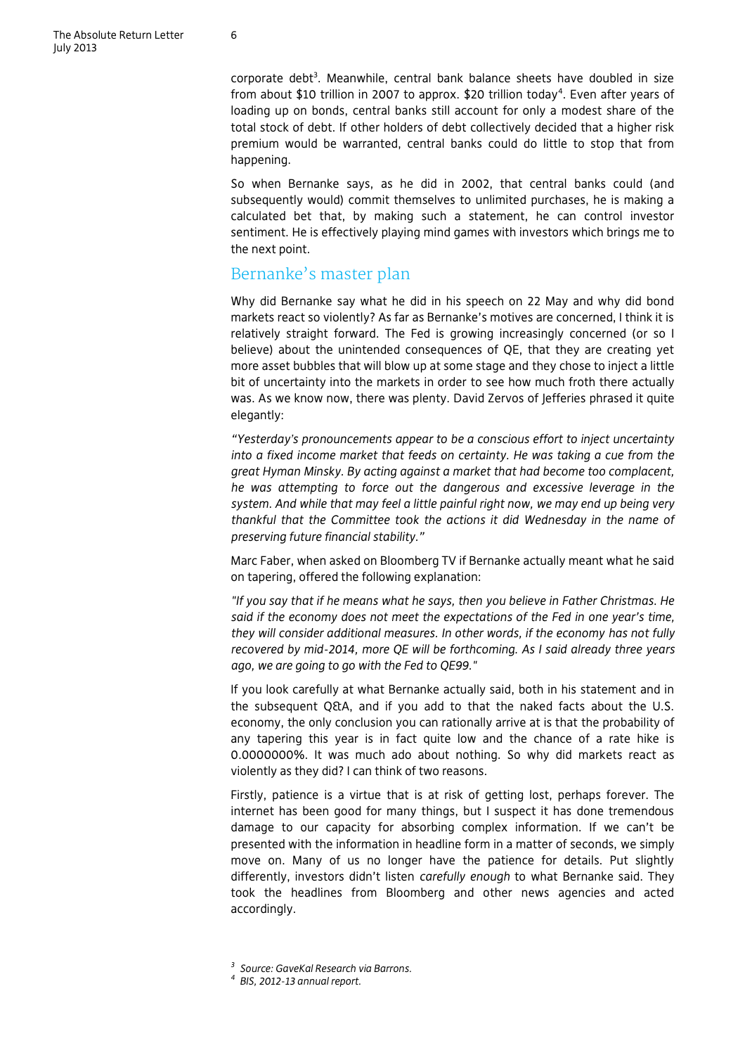corporate debt[3]. Meanwhile, central bank balance sheets have doubled in size from about $10 trillion in 2007 to approx. $20 trillion today[4]. Even after years of loading up on bonds, central banks still account for only a modest share of the total stock of debt. If other holders of debt collectively decided that a higher risk premium would be warranted, central banks could do little to stop that from happening.

So when Bernanke says, as he did in 2002, that central banks could (and subsequently would) commit themselves to unlimited purchases, he is making a calculated bet that, by making such a statement, he can control investor sentiment. He is effectively playing mind games with investors which brings me to the next point.

## Bernanke's master plan

Why did Bernanke say what he did in his speech on 22 May and why did bond markets react so violently? As far as Bernanke's motives are concerned, I think it is relatively straight forward. The Fed is growing increasingly concerned (or so I believe) about the unintended consequences of QE, that they are creating yet more asset bubbles that will blow up at some stage and they chose to inject a little bit of uncertainty into the markets in order to see how much froth there actually was. As we know now, there was plenty. David Zervos of Jefferies phrased it quite elegantly:

*"Yesterday's pronouncements appear to be a conscious effort to inject uncertainty into a fixed income market that feeds on certainty. He was taking a cue from the great Hyman Minsky. By acting against a market that had become too complacent, he was attempting to force out the dangerous and excessive leverage in the system. And while that may feel a little painful right now, we may end up being very thankful that the Committee took the actions it did Wednesday in the name of preserving future financial stability."*

Marc Faber, when asked on Bloomberg TV if Bernanke actually meant what he said on tapering, offered the following explanation:

*"If you say that if he means what he says, then you believe in Father Christmas. He said if the economy does not meet the expectations of the Fed in one year's time, they will consider additional measures. In other words, if the economy has not fully recovered by mid-2014, more QE will be forthcoming. As I said already three years ago, we are going to go with the Fed to QE99."*

If you look carefully at what Bernanke actually said, both in his statement and in the subsequent Q&A, and if you add to that the naked facts about the U.S. economy, the only conclusion you can rationally arrive at is that the probability of any tapering this year is in fact quite low and the chance of a rate hike is 0.0000000%. It was much ado about nothing. So why did markets react as violently as they did? I can think of two reasons.

Firstly, patience is a virtue that is at risk of getting lost, perhaps forever. The internet has been good for many things, but I suspect it has done tremendous damage to our capacity for absorbing complex information. If we can't be presented with the information in headline form in a matter of seconds, we simply move on. Many of us no longer have the patience for details. Put slightly differently, investors didn't listen *carefully enough* to what Bernanke said. They took the headlines from Bloomberg and other news agencies and acted accordingly.

---

[3] *Source: GaveKal Research via Barrons.*

[4] *BIS, 2012-13 annual report.*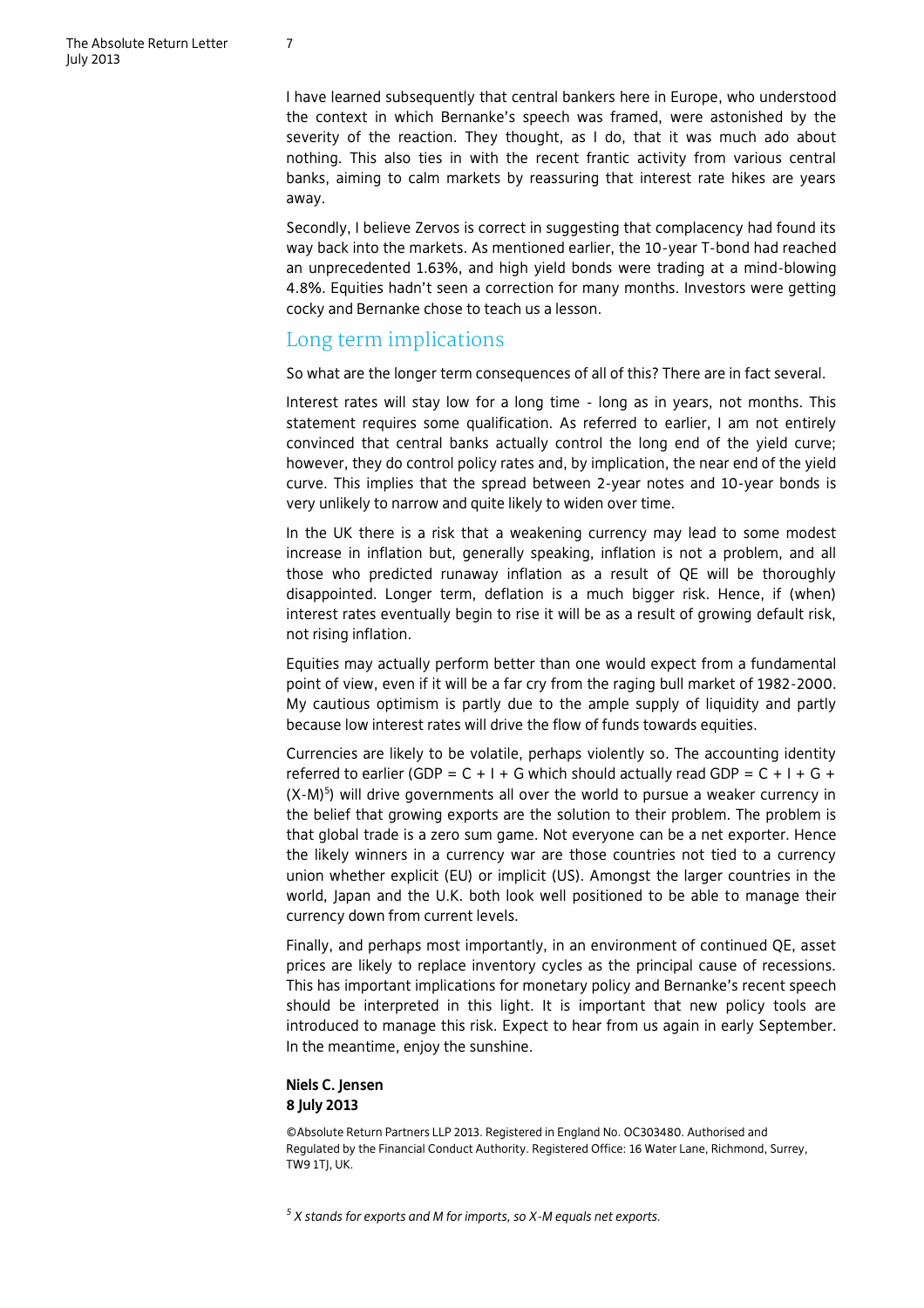I have learned subsequently that central bankers here in Europe, who understood the context in which Bernanke's speech was framed, were astonished by the severity of the reaction. They thought, as I do, that it was much ado about nothing. This also ties in with the recent frantic activity from various central banks, aiming to calm markets by reassuring that interest rate hikes are years away.

Secondly, I believe Zervos is correct in suggesting that complacency had found its way back into the markets. As mentioned earlier, the 10-year T-bond had reached an unprecedented 1.63%, and high yield bonds were trading at a mind-blowing 4.8%. Equities hadn't seen a correction for many months. Investors were getting cocky and Bernanke chose to teach us a lesson.

## Long term implications

So what are the longer term consequences of all of this? There are in fact several.

Interest rates will stay low for a long time - long as in years, not months. This statement requires some qualification. As referred to earlier, I am not entirely convinced that central banks actually control the long end of the yield curve; however, they do control policy rates and, by implication, the near end of the yield curve. This implies that the spread between 2-year notes and 10-year bonds is very unlikely to narrow and quite likely to widen over time.

In the UK there is a risk that a weakening currency may lead to some modest increase in inflation but, generally speaking, inflation is not a problem, and all those who predicted runaway inflation as a result of QE will be thoroughly disappointed. Longer term, deflation is a much bigger risk. Hence, if (when) interest rates eventually begin to rise it will be as a result of growing default risk, not rising inflation.

Equities may actually perform better than one would expect from a fundamental point of view, even if it will be a far cry from the raging bull market of 1982-2000. My cautious optimism is partly due to the ample supply of liquidity and partly because low interest rates will drive the flow of funds towards equities.

Currencies are likely to be volatile, perhaps violently so. The accounting identity referred to earlier (GDP = C + I + G which should actually read GDP = C + I + G + (X-M)[5]) will drive governments all over the world to pursue a weaker currency in the belief that growing exports are the solution to their problem. The problem is that global trade is a zero sum game. Not everyone can be a net exporter. Hence the likely winners in a currency war are those countries not tied to a currency union whether explicit (EU) or implicit (US). Amongst the larger countries in the world, Japan and the U.K. both look well positioned to be able to manage their currency down from current levels.

Finally, and perhaps most importantly, in an environment of continued QE, asset prices are likely to replace inventory cycles as the principal cause of recessions. This has important implications for monetary policy and Bernanke's recent speech should be interpreted in this light. It is important that new policy tools are introduced to manage this risk. Expect to hear from us again in early September. In the meantime, enjoy the sunshine.

**Niels C. Jensen**
**8 July 2013**

©Absolute Return Partners LLP 2013. Registered in England No. OC303480. Authorised and Regulated by the Financial Conduct Authority. Registered Office: 16 Water Lane, Richmond, Surrey, TW9 1TJ, UK.

[5] *X stands for exports and M for imports, so X-M equals net exports.*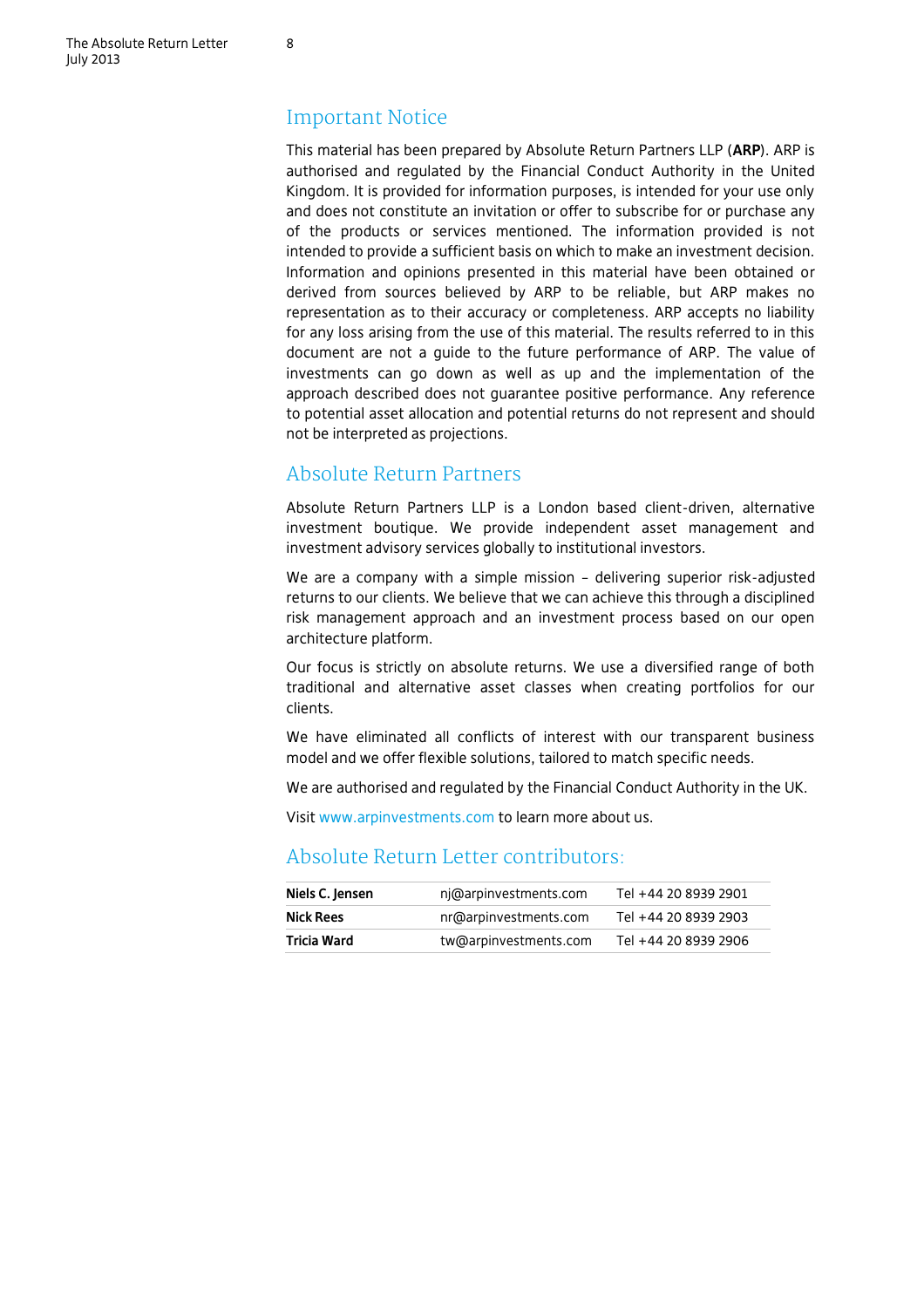## Important Notice

This material has been prepared by Absolute Return Partners LLP (**ARP**). ARP is authorised and regulated by the Financial Conduct Authority in the United Kingdom. It is provided for information purposes, is intended for your use only and does not constitute an invitation or offer to subscribe for or purchase any of the products or services mentioned. The information provided is not intended to provide a sufficient basis on which to make an investment decision. Information and opinions presented in this material have been obtained or derived from sources believed by ARP to be reliable, but ARP makes no representation as to their accuracy or completeness. ARP accepts no liability for any loss arising from the use of this material. The results referred to in this document are not a guide to the future performance of ARP. The value of investments can go down as well as up and the implementation of the approach described does not guarantee positive performance. Any reference to potential asset allocation and potential returns do not represent and should not be interpreted as projections.

## Absolute Return Partners

Absolute Return Partners LLP is a London based client-driven, alternative investment boutique. We provide independent asset management and investment advisory services globally to institutional investors.

We are a company with a simple mission – delivering superior risk-adjusted returns to our clients. We believe that we can achieve this through a disciplined risk management approach and an investment process based on our open architecture platform.

Our focus is strictly on absolute returns. We use a diversified range of both traditional and alternative asset classes when creating portfolios for our clients.

We have eliminated all conflicts of interest with our transparent business model and we offer flexible solutions, tailored to match specific needs.

We are authorised and regulated by the Financial Conduct Authority in the UK.

Visit www.arpinvestments.com to learn more about us.

## Absolute Return Letter contributors:

| | | |
|---|---|---|
| **Niels C. Jensen** | nj@arpinvestments.com | Tel +44 20 8939 2901 |
| **Nick Rees** | nr@arpinvestments.com | Tel +44 20 8939 2903 |
| **Tricia Ward** | tw@arpinvestments.com | Tel +44 20 8939 2906 |